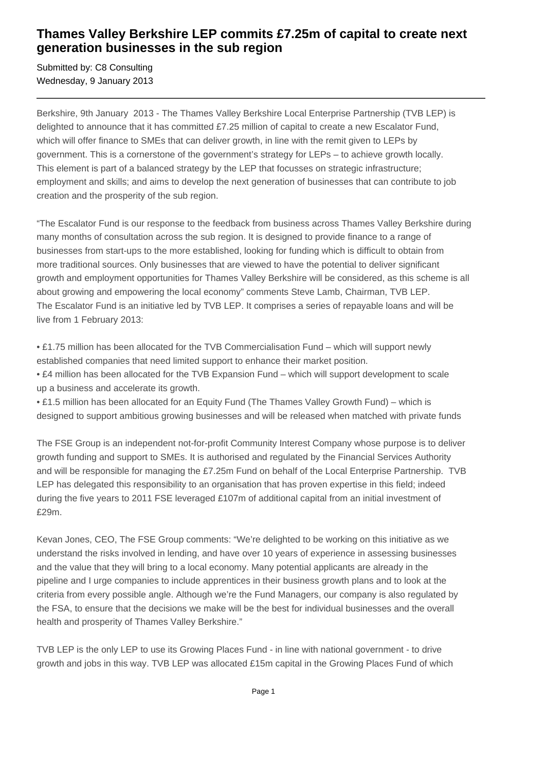# Thames Valley Berkshire LEP commits £7.25m of capital to create next generation businesses in the sub region

Submitted by: C8 Consulting
Wednesday, 9 January 2013

---

Berkshire, 9th January 2013 - The Thames Valley Berkshire Local Enterprise Partnership (TVB LEP) is delighted to announce that it has committed £7.25 million of capital to create a new Escalator Fund, which will offer finance to SMEs that can deliver growth, in line with the remit given to LEPs by government. This is a cornerstone of the government's strategy for LEPs – to achieve growth locally. This element is part of a balanced strategy by the LEP that focusses on strategic infrastructure; employment and skills; and aims to develop the next generation of businesses that can contribute to job creation and the prosperity of the sub region.

"The Escalator Fund is our response to the feedback from business across Thames Valley Berkshire during many months of consultation across the sub region. It is designed to provide finance to a range of businesses from start-ups to the more established, looking for funding which is difficult to obtain from more traditional sources. Only businesses that are viewed to have the potential to deliver significant growth and employment opportunities for Thames Valley Berkshire will be considered, as this scheme is all about growing and empowering the local economy" comments Steve Lamb, Chairman, TVB LEP.
The Escalator Fund is an initiative led by TVB LEP. It comprises a series of repayable loans and will be live from 1 February 2013:

- £1.75 million has been allocated for the TVB Commercialisation Fund – which will support newly established companies that need limited support to enhance their market position.
- £4 million has been allocated for the TVB Expansion Fund – which will support development to scale up a business and accelerate its growth.
- £1.5 million has been allocated for an Equity Fund (The Thames Valley Growth Fund) – which is designed to support ambitious growing businesses and will be released when matched with private funds

The FSE Group is an independent not-for-profit Community Interest Company whose purpose is to deliver growth funding and support to SMEs. It is authorised and regulated by the Financial Services Authority and will be responsible for managing the £7.25m Fund on behalf of the Local Enterprise Partnership. TVB LEP has delegated this responsibility to an organisation that has proven expertise in this field; indeed during the five years to 2011 FSE leveraged £107m of additional capital from an initial investment of £29m.

Kevan Jones, CEO, The FSE Group comments: "We're delighted to be working on this initiative as we understand the risks involved in lending, and have over 10 years of experience in assessing businesses and the value that they will bring to a local economy. Many potential applicants are already in the pipeline and I urge companies to include apprentices in their business growth plans and to look at the criteria from every possible angle. Although we're the Fund Managers, our company is also regulated by the FSA, to ensure that the decisions we make will be the best for individual businesses and the overall health and prosperity of Thames Valley Berkshire."

TVB LEP is the only LEP to use its Growing Places Fund - in line with national government - to drive growth and jobs in this way. TVB LEP was allocated £15m capital in the Growing Places Fund of which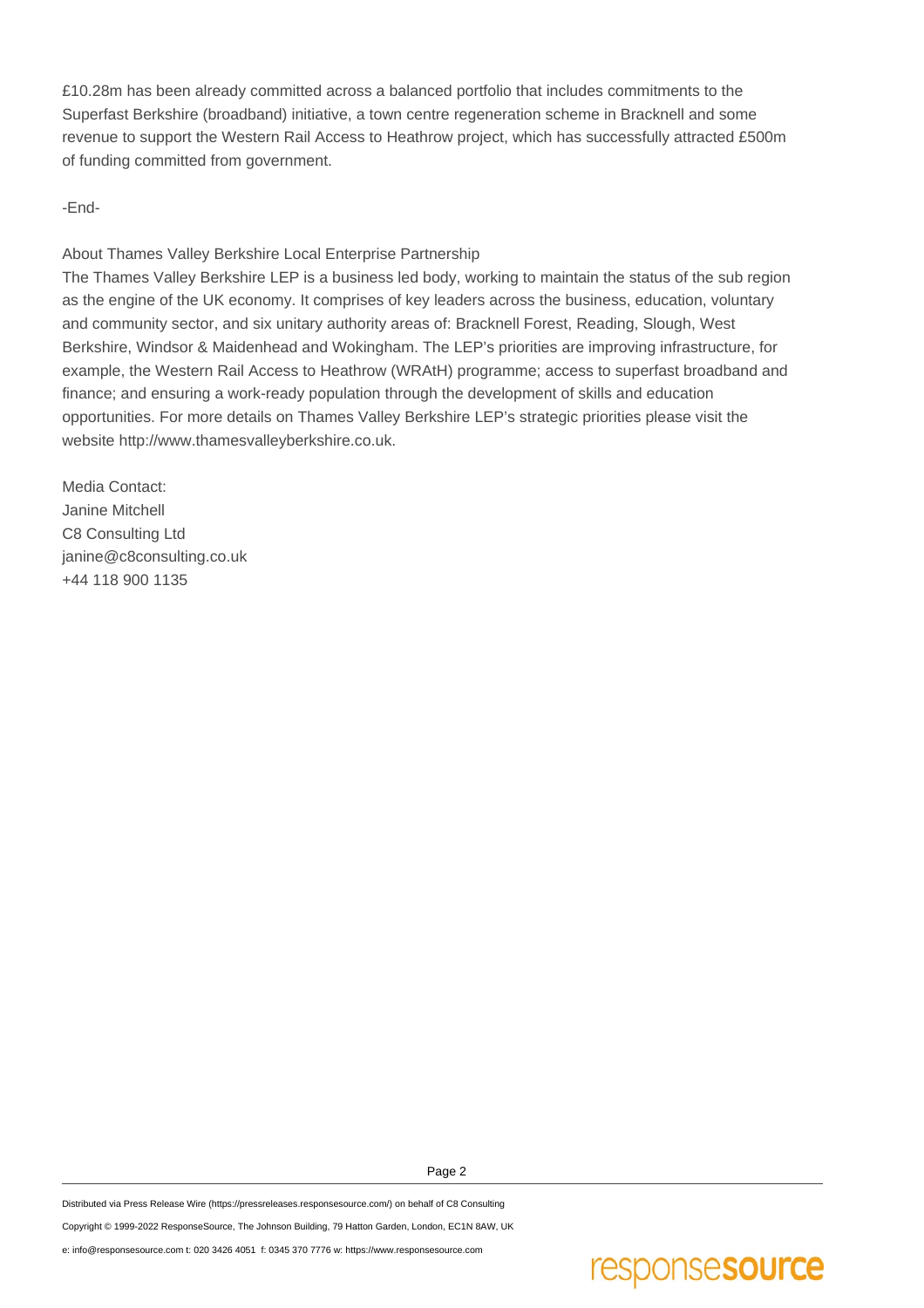£10.28m has been already committed across a balanced portfolio that includes commitments to the Superfast Berkshire (broadband) initiative, a town centre regeneration scheme in Bracknell and some revenue to support the Western Rail Access to Heathrow project, which has successfully attracted £500m of funding committed from government.

-End-

About Thames Valley Berkshire Local Enterprise Partnership

The Thames Valley Berkshire LEP is a business led body, working to maintain the status of the sub region as the engine of the UK economy. It comprises of key leaders across the business, education, voluntary and community sector, and six unitary authority areas of: Bracknell Forest, Reading, Slough, West Berkshire, Windsor & Maidenhead and Wokingham. The LEP's priorities are improving infrastructure, for example, the Western Rail Access to Heathrow (WRAtH) programme; access to superfast broadband and finance; and ensuring a work-ready population through the development of skills and education opportunities. For more details on Thames Valley Berkshire LEP's strategic priorities please visit the website http://www.thamesvalleyberkshire.co.uk.

Media Contact:
Janine Mitchell
C8 Consulting Ltd
janine@c8consulting.co.uk
+44 118 900 1135

Distributed via Press Release Wire (https://pressreleases.responsesource.com/) on behalf of C8 Consulting

Copyright © 1999-2022 ResponseSource, The Johnson Building, 79 Hatton Garden, London, EC1N 8AW, UK

e: info@responsesource.com t: 020 3426 4051 f: 0345 370 7776 w: https://www.responsesource.com

responsesource